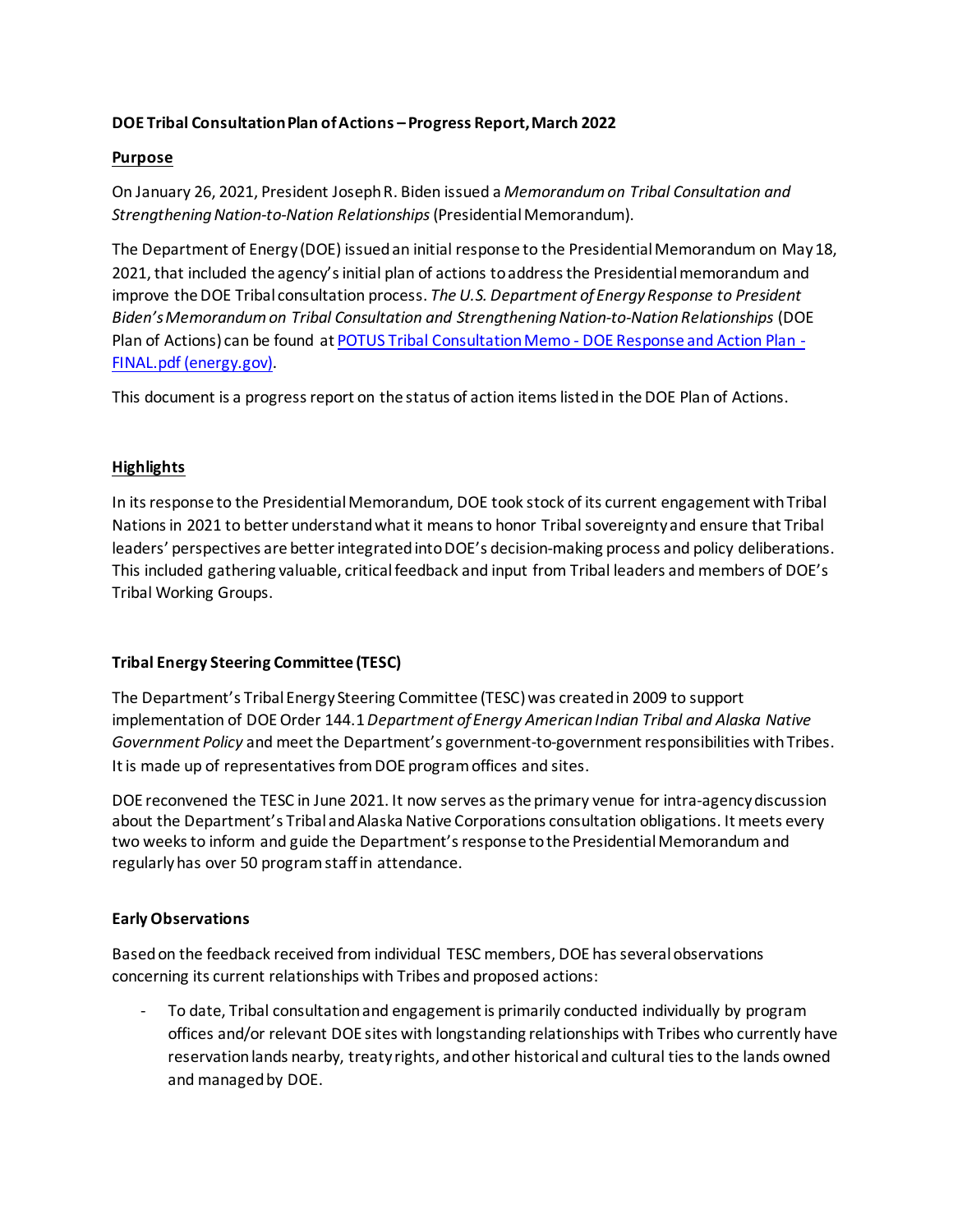**DOE Tribal Consultation Plan of Actions – Progress Report, March 2022**

**Purpose**

On January 26, 2021, President Joseph R. Biden issued a *Memorandum on Tribal Consultation and Strengthening Nation-to-Nation Relationships* (Presidential Memorandum).

The Department of Energy (DOE) issued an initial response to the Presidential Memorandum on May 18, 2021, that included the agency's initial plan of actions to address the Presidential memorandum and improve the DOE Tribal consultation process. *The U.S. Department of Energy Response to President Biden's Memorandum on Tribal Consultation and Strengthening Nation-to-Nation Relationships* (DOE Plan of Actions) can be found at [POTUS Tribal Consultation Memo - DOE Response and Action Plan - FINAL.pdf (energy.gov)](POTUS Tribal Consultation Memo - DOE Response and Action Plan - FINAL.pdf (energy.gov)).

This document is a progress report on the status of action items listed in the DOE Plan of Actions.

**Highlights**

In its response to the Presidential Memorandum, DOE took stock of its current engagement with Tribal Nations in 2021 to better understand what it means to honor Tribal sovereignty and ensure that Tribal leaders' perspectives are better integrated into DOE's decision-making process and policy deliberations. This included gathering valuable, critical feedback and input from Tribal leaders and members of DOE's Tribal Working Groups.

**Tribal Energy Steering Committee (TESC)**

The Department's Tribal Energy Steering Committee (TESC) was created in 2009 to support implementation of DOE Order 144.1 *Department of Energy American Indian Tribal and Alaska Native Government Policy* and meet the Department's government-to-government responsibilities with Tribes. It is made up of representatives from DOE program offices and sites.

DOE reconvened the TESC in June 2021. It now serves as the primary venue for intra-agency discussion about the Department's Tribal and Alaska Native Corporations consultation obligations. It meets every two weeks to inform and guide the Department's response to the Presidential Memorandum and regularly has over 50 program staff in attendance.

**Early Observations**

Based on the feedback received from individual TESC members, DOE has several observations concerning its current relationships with Tribes and proposed actions:

- To date, Tribal consultation and engagement is primarily conducted individually by program offices and/or relevant DOE sites with longstanding relationships with Tribes who currently have reservation lands nearby, treaty rights, and other historical and cultural ties to the lands owned and managed by DOE.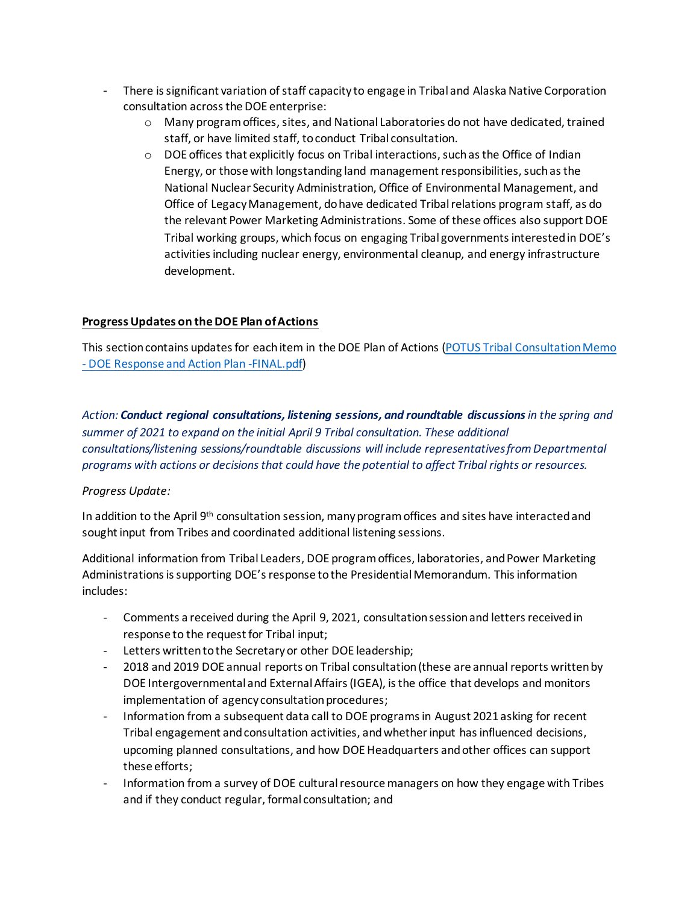- There is significant variation of staff capacity to engage in Tribal and Alaska Native Corporation consultation across the DOE enterprise:
    - Many program offices, sites, and National Laboratories do not have dedicated, trained staff, or have limited staff, to conduct Tribal consultation.
    - DOE offices that explicitly focus on Tribal interactions, such as the Office of Indian Energy, or those with longstanding land management responsibilities, such as the National Nuclear Security Administration, Office of Environmental Management, and Office of Legacy Management, do have dedicated Tribal relations program staff, as do the relevant Power Marketing Administrations. Some of these offices also support DOE Tribal working groups, which focus on engaging Tribal governments interested in DOE's activities including nuclear energy, environmental cleanup, and energy infrastructure development.

**Progress Updates on the DOE Plan of Actions**

This section contains updates for each item in the DOE Plan of Actions ([POTUS Tribal Consultation Memo - DOE Response and Action Plan -FINAL.pdf](POTUS Tribal Consultation Memo - DOE Response and Action Plan -FINAL.pdf))

*Action: **Conduct regional consultations, listening sessions, and roundtable discussions** in the spring and summer of 2021 to expand on the initial April 9 Tribal consultation. These additional consultations/listening sessions/roundtable discussions will include representatives from Departmental programs with actions or decisions that could have the potential to affect Tribal rights or resources.*

*Progress Update:*

In addition to the April 9th consultation session, many program offices and sites have interacted and sought input from Tribes and coordinated additional listening sessions.

Additional information from Tribal Leaders, DOE program offices, laboratories, and Power Marketing Administrations is supporting DOE's response to the Presidential Memorandum. This information includes:

- Comments a received during the April 9, 2021, consultation session and letters received in response to the request for Tribal input;
- Letters written to the Secretary or other DOE leadership;
- 2018 and 2019 DOE annual reports on Tribal consultation (these are annual reports written by DOE Intergovernmental and External Affairs (IGEA), is the office that develops and monitors implementation of agency consultation procedures;
- Information from a subsequent data call to DOE programs in August 2021 asking for recent Tribal engagement and consultation activities, and whether input has influenced decisions, upcoming planned consultations, and how DOE Headquarters and other offices can support these efforts;
- Information from a survey of DOE cultural resource managers on how they engage with Tribes and if they conduct regular, formal consultation; and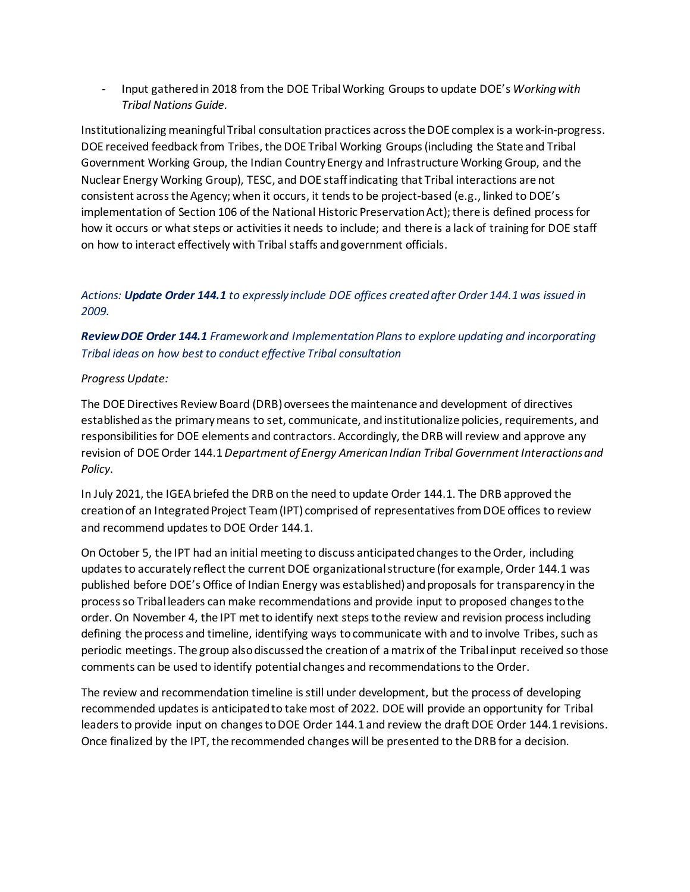- Input gathered in 2018 from the DOE Tribal Working Groups to update DOE's *Working with Tribal Nations Guide.*

Institutionalizing meaningful Tribal consultation practices across the DOE complex is a work-in-progress. DOE received feedback from Tribes, the DOE Tribal Working Groups (including the State and Tribal Government Working Group, the Indian Country Energy and Infrastructure Working Group, and the Nuclear Energy Working Group), TESC, and DOE staff indicating that Tribal interactions are not consistent across the Agency; when it occurs, it tends to be project-based (e.g., linked to DOE's implementation of Section 106 of the National Historic Preservation Act); there is defined process for how it occurs or what steps or activities it needs to include; and there is a lack of training for DOE staff on how to interact effectively with Tribal staffs and government officials.

*Actions: **Update Order 144.1** to expressly include DOE offices created after Order 144.1 was issued in 2009.*

***Review DOE Order 144.1** Framework and Implementation Plans to explore updating and incorporating Tribal ideas on how best to conduct effective Tribal consultation*

*Progress Update:*

The DOE Directives Review Board (DRB) oversees the maintenance and development of directives established as the primary means to set, communicate, and institutionalize policies, requirements, and responsibilities for DOE elements and contractors. Accordingly, the DRB will review and approve any revision of DOE Order 144.1 *Department of Energy American Indian Tribal Government Interactions and Policy*.

In July 2021, the IGEA briefed the DRB on the need to update Order 144.1. The DRB approved the creation of an Integrated Project Team (IPT) comprised of representatives from DOE offices to review and recommend updates to DOE Order 144.1.

On October 5, the IPT had an initial meeting to discuss anticipated changes to the Order, including updates to accurately reflect the current DOE organizational structure (for example, Order 144.1 was published before DOE's Office of Indian Energy was established) and proposals for transparency in the process so Tribal leaders can make recommendations and provide input to proposed changes to the order. On November 4, the IPT met to identify next steps to the review and revision process including defining the process and timeline, identifying ways to communicate with and to involve Tribes, such as periodic meetings. The group also discussed the creation of a matrix of the Tribal input received so those comments can be used to identify potential changes and recommendations to the Order.

The review and recommendation timeline is still under development, but the process of developing recommended updates is anticipated to take most of 2022. DOE will provide an opportunity for Tribal leaders to provide input on changes to DOE Order 144.1 and review the draft DOE Order 144.1 revisions. Once finalized by the IPT, the recommended changes will be presented to the DRB for a decision.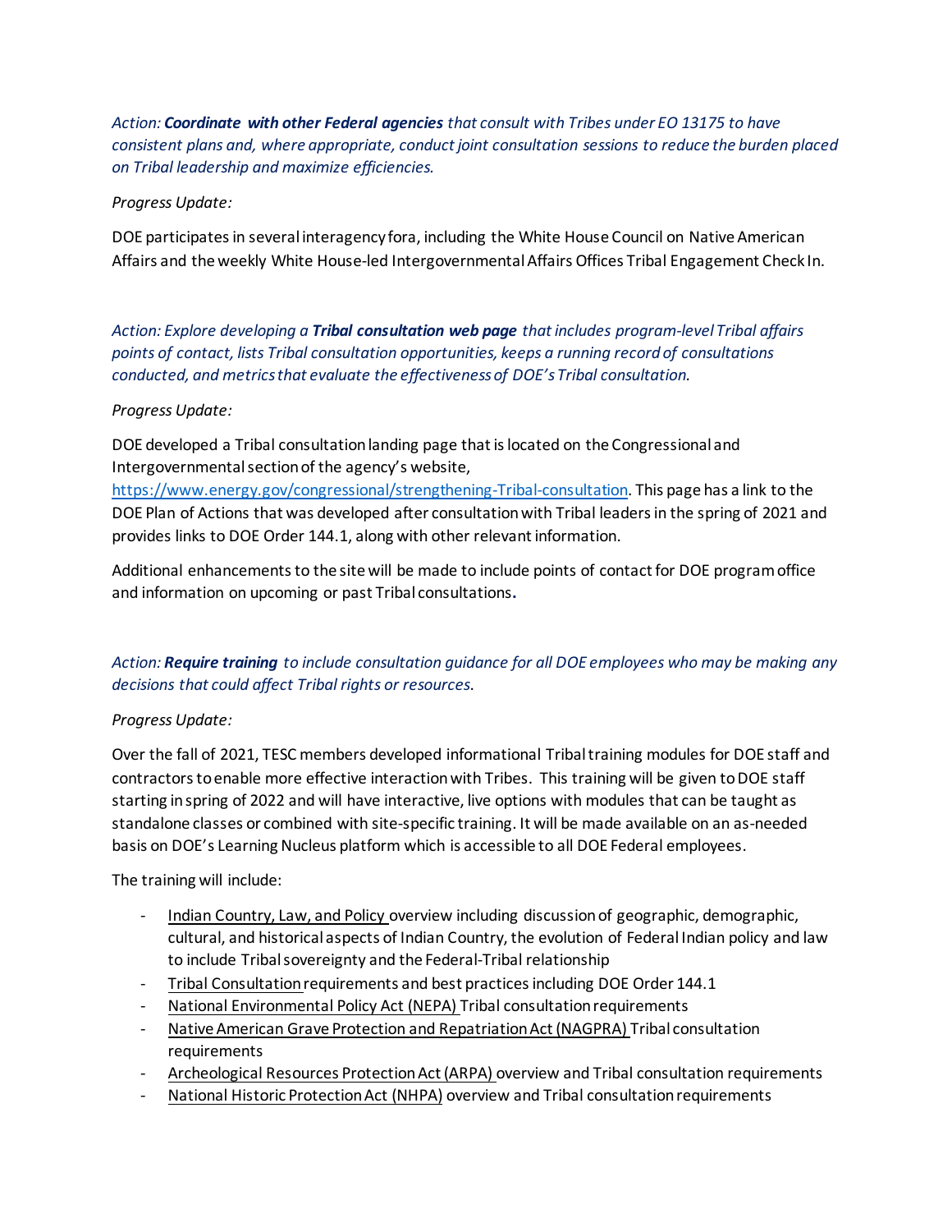*Action:* ***Coordinate with other Federal agencies*** *that consult with Tribes under EO 13175 to have consistent plans and, where appropriate, conduct joint consultation sessions to reduce the burden placed on Tribal leadership and maximize efficiencies.*

*Progress Update:*

DOE participates in several interagency fora, including the White House Council on Native American Affairs and the weekly White House-led Intergovernmental Affairs Offices Tribal Engagement Check In.

*Action: Explore developing a* ***Tribal consultation web page*** *that includes program-level Tribal affairs points of contact, lists Tribal consultation opportunities, keeps a running record of consultations conducted, and metrics that evaluate the effectiveness of DOE's Tribal consultation.*

*Progress Update:*

DOE developed a Tribal consultation landing page that is located on the Congressional and Intergovernmental section of the agency's website, https://www.energy.gov/congressional/strengthening-Tribal-consultation. This page has a link to the DOE Plan of Actions that was developed after consultation with Tribal leaders in the spring of 2021 and provides links to DOE Order 144.1, along with other relevant information.

Additional enhancements to the site will be made to include points of contact for DOE program office and information on upcoming or past Tribal consultations**.**

*Action:* ***Require training*** *to include consultation guidance for all DOE employees who may be making any decisions that could affect Tribal rights or resources.*

*Progress Update:*

Over the fall of 2021, TESC members developed informational Tribal training modules for DOE staff and contractors to enable more effective interaction with Tribes. This training will be given to DOE staff starting in spring of 2022 and will have interactive, live options with modules that can be taught as standalone classes or combined with site-specific training. It will be made available on an as-needed basis on DOE's Learning Nucleus platform which is accessible to all DOE Federal employees.

The training will include:

- Indian Country, Law, and Policy overview including discussion of geographic, demographic, cultural, and historical aspects of Indian Country, the evolution of Federal Indian policy and law to include Tribal sovereignty and the Federal-Tribal relationship
- Tribal Consultation requirements and best practices including DOE Order 144.1
- National Environmental Policy Act (NEPA) Tribal consultation requirements
- Native American Grave Protection and Repatriation Act (NAGPRA) Tribal consultation requirements
- Archeological Resources Protection Act (ARPA) overview and Tribal consultation requirements
- National Historic Protection Act (NHPA) overview and Tribal consultation requirements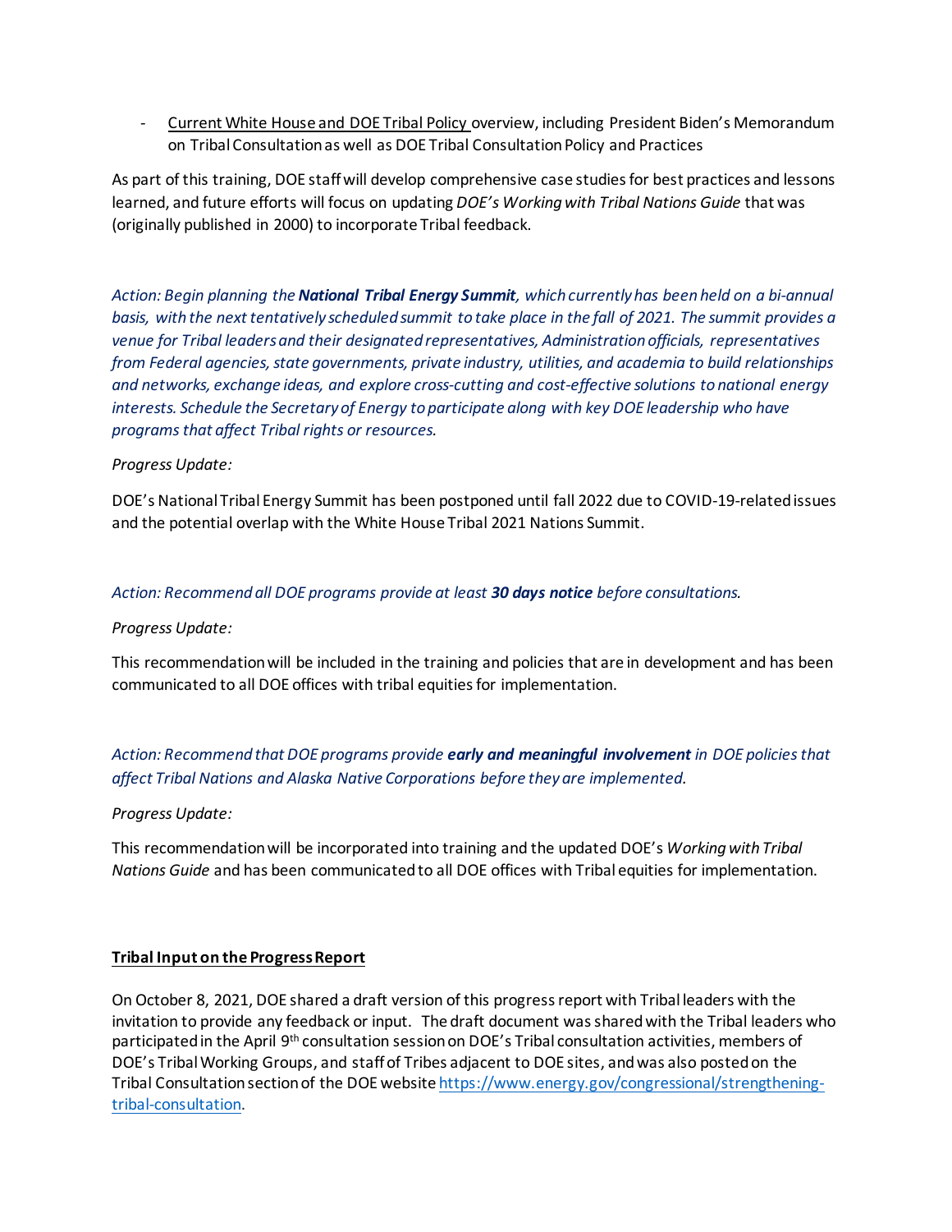- Current White House and DOE Tribal Policy overview, including President Biden's Memorandum on Tribal Consultation as well as DOE Tribal Consultation Policy and Practices

As part of this training, DOE staff will develop comprehensive case studies for best practices and lessons learned, and future efforts will focus on updating *DOE's Working with Tribal Nations Guide* that was (originally published in 2000) to incorporate Tribal feedback.

*Action: Begin planning the **National Tribal Energy Summit**, which currently has been held on a bi-annual basis, with the next tentatively scheduled summit to take place in the fall of 2021. The summit provides a venue for Tribal leaders and their designated representatives, Administration officials, representatives from Federal agencies, state governments, private industry, utilities, and academia to build relationships and networks, exchange ideas, and explore cross-cutting and cost-effective solutions to national energy interests. Schedule the Secretary of Energy to participate along with key DOE leadership who have programs that affect Tribal rights or resources.*

*Progress Update:*

DOE's National Tribal Energy Summit has been postponed until fall 2022 due to COVID-19-related issues and the potential overlap with the White House Tribal 2021 Nations Summit.

*Action: Recommend all DOE programs provide at least **30 days notice** before consultations.*

*Progress Update:*

This recommendation will be included in the training and policies that are in development and has been communicated to all DOE offices with tribal equities for implementation.

*Action: Recommend that DOE programs provide **early and meaningful involvement** in DOE policies that affect Tribal Nations and Alaska Native Corporations before they are implemented.*

*Progress Update:*

This recommendation will be incorporated into training and the updated DOE's *Working with Tribal Nations Guide* and has been communicated to all DOE offices with Tribal equities for implementation.

**Tribal Input on the Progress Report**

On October 8, 2021, DOE shared a draft version of this progress report with Tribal leaders with the invitation to provide any feedback or input. The draft document was shared with the Tribal leaders who participated in the April 9th consultation session on DOE's Tribal consultation activities, members of DOE's Tribal Working Groups, and staff of Tribes adjacent to DOE sites, and was also posted on the Tribal Consultation section of the DOE website https://www.energy.gov/congressional/strengthening-tribal-consultation.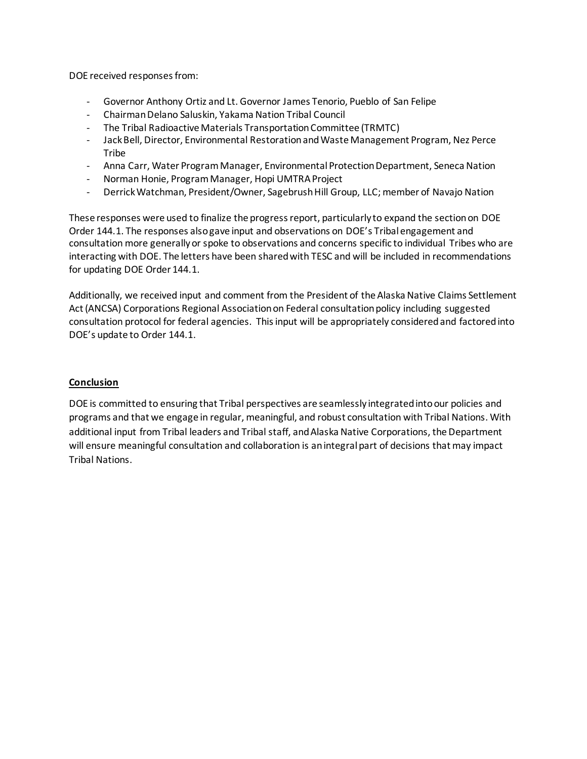DOE received responses from:

- Governor Anthony Ortiz and Lt. Governor James Tenorio, Pueblo of San Felipe
- Chairman Delano Saluskin, Yakama Nation Tribal Council
- The Tribal Radioactive Materials Transportation Committee (TRMTC)
- Jack Bell, Director, Environmental Restoration and Waste Management Program, Nez Perce Tribe
- Anna Carr, Water Program Manager, Environmental Protection Department, Seneca Nation
- Norman Honie, Program Manager, Hopi UMTRA Project
- Derrick Watchman, President/Owner, Sagebrush Hill Group, LLC; member of Navajo Nation

These responses were used to finalize the progress report, particularly to expand the section on DOE Order 144.1. The responses also gave input and observations on DOE's Tribal engagement and consultation more generally or spoke to observations and concerns specific to individual Tribes who are interacting with DOE. The letters have been shared with TESC and will be included in recommendations for updating DOE Order 144.1.

Additionally, we received input and comment from the President of the Alaska Native Claims Settlement Act (ANCSA) Corporations Regional Association on Federal consultation policy including suggested consultation protocol for federal agencies. This input will be appropriately considered and factored into DOE's update to Order 144.1.

## Conclusion

DOE is committed to ensuring that Tribal perspectives are seamlessly integrated into our policies and programs and that we engage in regular, meaningful, and robust consultation with Tribal Nations. With additional input from Tribal leaders and Tribal staff, and Alaska Native Corporations, the Department will ensure meaningful consultation and collaboration is an integral part of decisions that may impact Tribal Nations.